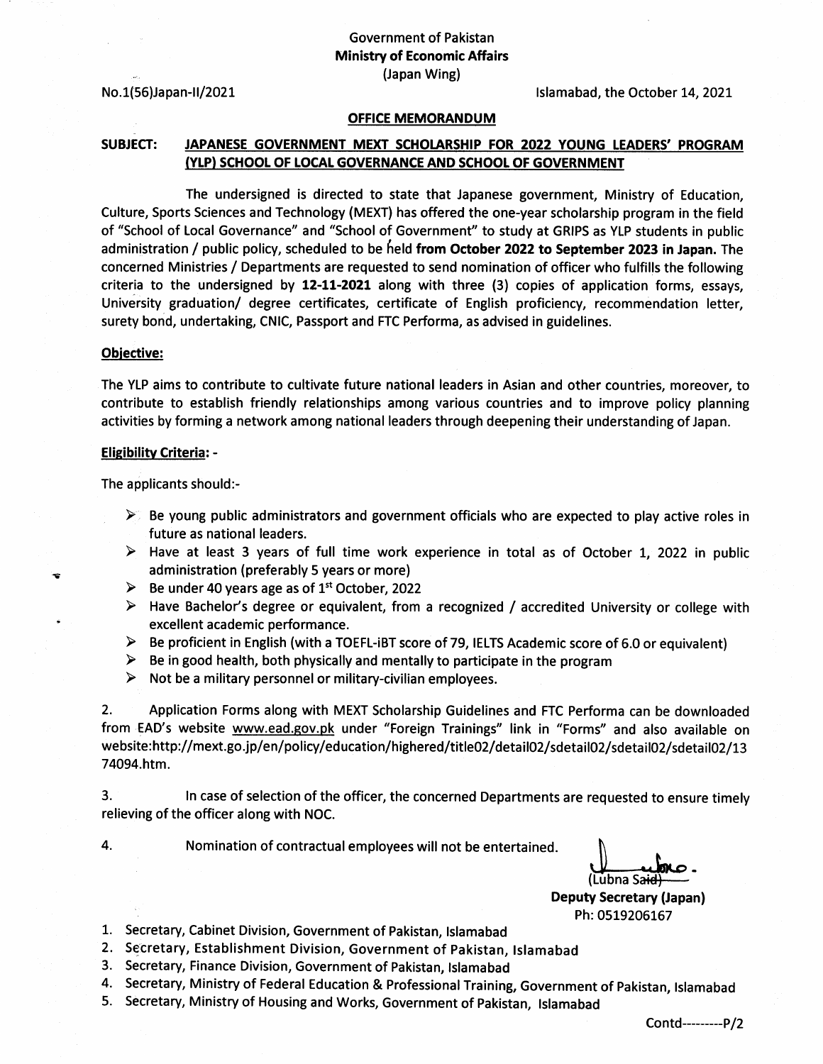Government of Pakistan
**Ministry of Economic Affairs**
(Japan Wing)

No.1(56)Japan-II/2021

Islamabad, the October 14, 2021

**OFFICE MEMORANDUM**

**SUBJECT: JAPANESE GOVERNMENT MEXT SCHOLARSHIP FOR 2022 YOUNG LEADERS' PROGRAM (YLP) SCHOOL OF LOCAL GOVERNANCE AND SCHOOL OF GOVERNMENT**

The undersigned is directed to state that Japanese government, Ministry of Education, Culture, Sports Sciences and Technology (MEXT) has offered the one-year scholarship program in the field of "School of Local Governance" and "School of Government" to study at GRIPS as YLP students in public administration / public policy, scheduled to be held **from October 2022 to September 2023 in Japan.** The concerned Ministries / Departments are requested to send nomination of officer who fulfills the following criteria to the undersigned by **12-11-2021** along with three (3) copies of application forms, essays, University graduation/ degree certificates, certificate of English proficiency, recommendation letter, surety bond, undertaking, CNIC, Passport and FTC Performa, as advised in guidelines.

**Objective:**

The YLP aims to contribute to cultivate future national leaders in Asian and other countries, moreover, to contribute to establish friendly relationships among various countries and to improve policy planning activities by forming a network among national leaders through deepening their understanding of Japan.

**Eligibility Criteria: -**

The applicants should:-

- Be young public administrators and government officials who are expected to play active roles in future as national leaders.
- Have at least 3 years of full time work experience in total as of October 1, 2022 in public administration (preferably 5 years or more)
- Be under 40 years age as of 1st October, 2022
- Have Bachelor's degree or equivalent, from a recognized / accredited University or college with excellent academic performance.
- Be proficient in English (with a TOEFL-iBT score of 79, IELTS Academic score of 6.0 or equivalent)
- Be in good health, both physically and mentally to participate in the program
- Not be a military personnel or military-civilian employees.

2. Application Forms along with MEXT Scholarship Guidelines and FTC Performa can be downloaded from EAD's website www.ead.gov.pk under "Foreign Trainings" link in "Forms" and also available on website:http://mext.go.jp/en/policy/education/highered/title02/detail02/sdetail02/sdetail02/sdetail02/1374094.htm.

3. In case of selection of the officer, the concerned Departments are requested to ensure timely relieving of the officer along with NOC.

4. Nomination of contractual employees will not be entertained.

(Lubna Said)
**Deputy Secretary (Japan)**
Ph: 0519206167

1. Secretary, Cabinet Division, Government of Pakistan, Islamabad
2. Secretary, Establishment Division, Government of Pakistan, Islamabad
3. Secretary, Finance Division, Government of Pakistan, Islamabad
4. Secretary, Ministry of Federal Education & Professional Training, Government of Pakistan, Islamabad
5. Secretary, Ministry of Housing and Works, Government of Pakistan, Islamabad

Contd---------P/2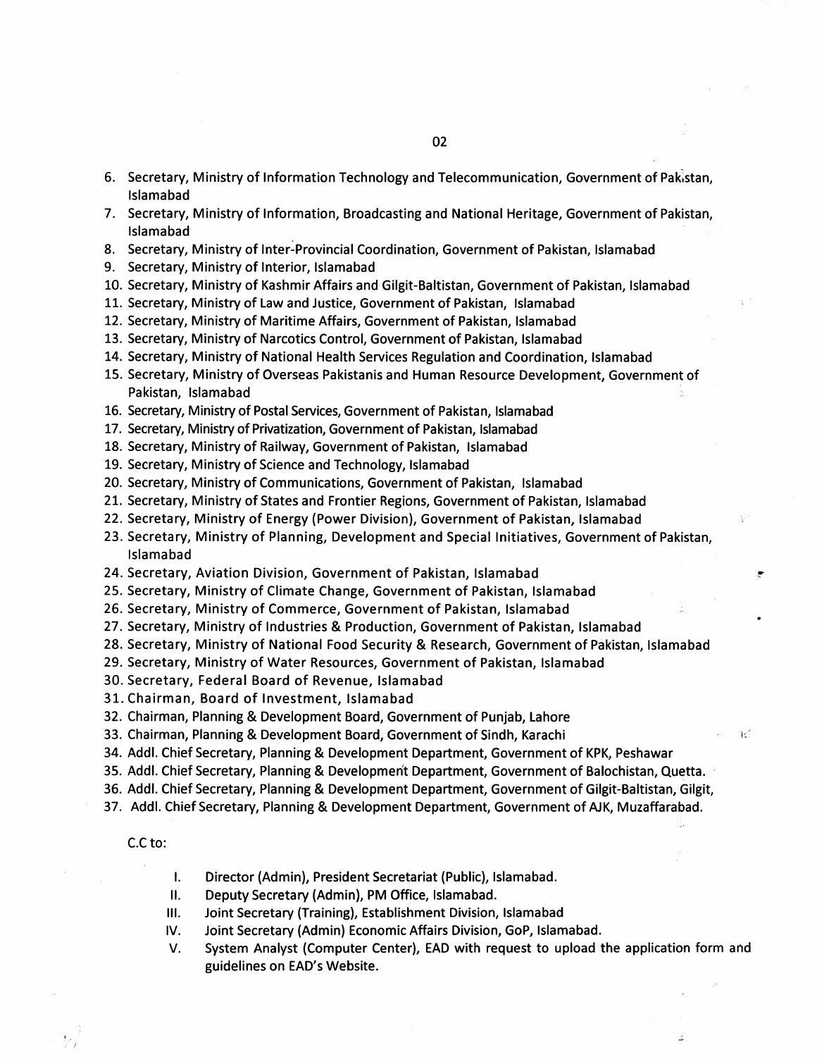6. Secretary, Ministry of Information Technology and Telecommunication, Government of Pakistan, Islamabad
7. Secretary, Ministry of Information, Broadcasting and National Heritage, Government of Pakistan, Islamabad
8. Secretary, Ministry of Inter-Provincial Coordination, Government of Pakistan, Islamabad
9. Secretary, Ministry of Interior, Islamabad
10. Secretary, Ministry of Kashmir Affairs and Gilgit-Baltistan, Government of Pakistan, Islamabad
11. Secretary, Ministry of Law and Justice, Government of Pakistan, Islamabad
12. Secretary, Ministry of Maritime Affairs, Government of Pakistan, Islamabad
13. Secretary, Ministry of Narcotics Control, Government of Pakistan, Islamabad
14. Secretary, Ministry of National Health Services Regulation and Coordination, Islamabad
15. Secretary, Ministry of Overseas Pakistanis and Human Resource Development, Government of Pakistan, Islamabad
16. Secretary, Ministry of Postal Services, Government of Pakistan, Islamabad
17. Secretary, Ministry of Privatization, Government of Pakistan, Islamabad
18. Secretary, Ministry of Railway, Government of Pakistan, Islamabad
19. Secretary, Ministry of Science and Technology, Islamabad
20. Secretary, Ministry of Communications, Government of Pakistan, Islamabad
21. Secretary, Ministry of States and Frontier Regions, Government of Pakistan, Islamabad
22. Secretary, Ministry of Energy (Power Division), Government of Pakistan, Islamabad
23. Secretary, Ministry of Planning, Development and Special Initiatives, Government of Pakistan, Islamabad
24. Secretary, Aviation Division, Government of Pakistan, Islamabad
25. Secretary, Ministry of Climate Change, Government of Pakistan, Islamabad
26. Secretary, Ministry of Commerce, Government of Pakistan, Islamabad
27. Secretary, Ministry of Industries & Production, Government of Pakistan, Islamabad
28. Secretary, Ministry of National Food Security & Research, Government of Pakistan, Islamabad
29. Secretary, Ministry of Water Resources, Government of Pakistan, Islamabad
30. Secretary, Federal Board of Revenue, Islamabad
31. Chairman, Board of Investment, Islamabad
32. Chairman, Planning & Development Board, Government of Punjab, Lahore
33. Chairman, Planning & Development Board, Government of Sindh, Karachi
34. Addl. Chief Secretary, Planning & Development Department, Government of KPK, Peshawar
35. Addl. Chief Secretary, Planning & Development Department, Government of Balochistan, Quetta.
36. Addl. Chief Secretary, Planning & Development Department, Government of Gilgit-Baltistan, Gilgit,
37. Addl. Chief Secretary, Planning & Development Department, Government of AJK, Muzaffarabad.

C.C to:

I. Director (Admin), President Secretariat (Public), Islamabad.
II. Deputy Secretary (Admin), PM Office, Islamabad.
III. Joint Secretary (Training), Establishment Division, Islamabad
IV. Joint Secretary (Admin) Economic Affairs Division, GoP, Islamabad.
V. System Analyst (Computer Center), EAD with request to upload the application form and guidelines on EAD's Website.